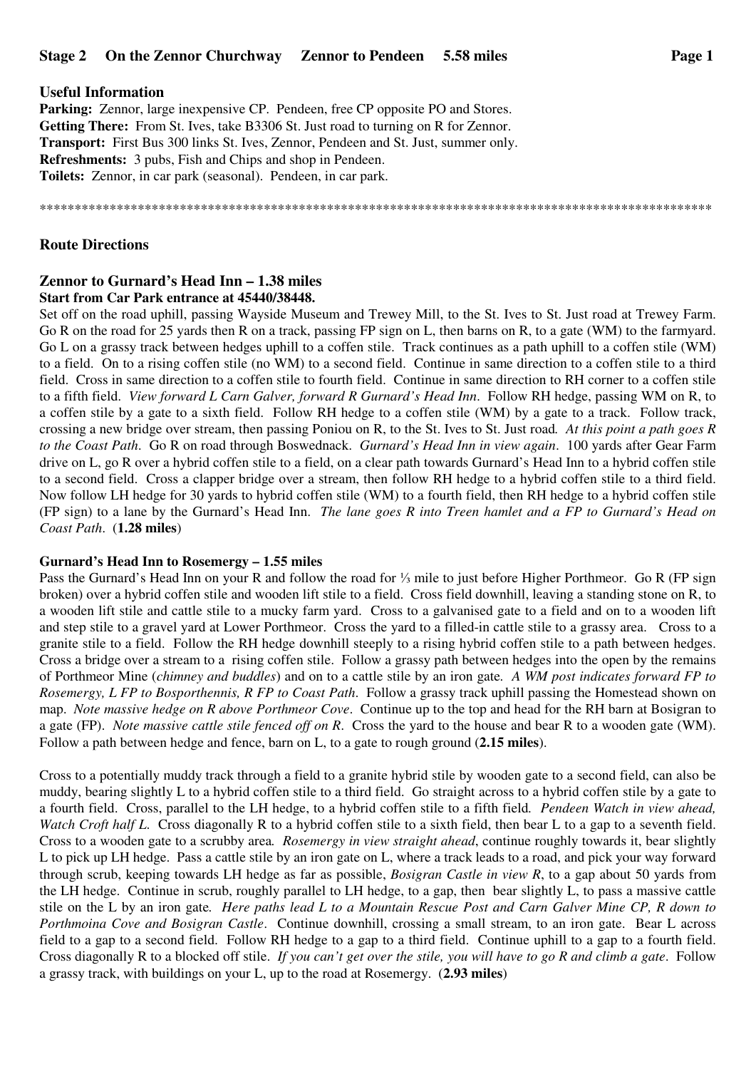**Stage 2 On the Zennor Churchway Zennor to Pendeen 5.58 miles**

### Useful Information

**Parking:** Zennor, large inexpensive CP. Pendeen, free CP opposite PO and Stores.
**Getting There:** From St. Ives, take B3306 St. Just road to turning on R for Zennor.
**Transport:** First Bus 300 links St. Ives, Zennor, Pendeen and St. Just, summer only.
**Refreshments:** 3 pubs, Fish and Chips and shop in Pendeen.
**Toilets:** Zennor, in car park (seasonal). Pendeen, in car park.

****************************************************************************************************

## Route Directions

### Zennor to Gurnard's Head Inn – 1.38 miles

**Start from Car Park entrance at 45440/38448.**

Set off on the road uphill, passing Wayside Museum and Trewey Mill, to the St. Ives to St. Just road at Trewey Farm. Go R on the road for 25 yards then R on a track, passing FP sign on L, then barns on R, to a gate (WM) to the farmyard. Go L on a grassy track between hedges uphill to a coffen stile. Track continues as a path uphill to a coffen stile (WM) to a field. On to a rising coffen stile (no WM) to a second field. Continue in same direction to a coffen stile to a third field. Cross in same direction to a coffen stile to fourth field. Continue in same direction to RH corner to a coffen stile to a fifth field. *View forward L Carn Galver, forward R Gurnard's Head Inn*. Follow RH hedge, passing WM on R, to a coffen stile by a gate to a sixth field. Follow RH hedge to a coffen stile (WM) by a gate to a track. Follow track, crossing a new bridge over stream, then passing Poniou on R, to the St. Ives to St. Just road. *At this point a path goes R to the Coast Path*. Go R on road through Boswednack. *Gurnard's Head Inn in view again*. 100 yards after Gear Farm drive on L, go R over a hybrid coffen stile to a field, on a clear path towards Gurnard's Head Inn to a hybrid coffen stile to a second field. Cross a clapper bridge over a stream, then follow RH hedge to a hybrid coffen stile to a third field. Now follow LH hedge for 30 yards to hybrid coffen stile (WM) to a fourth field, then RH hedge to a hybrid coffen stile (FP sign) to a lane by the Gurnard's Head Inn. *The lane goes R into Treen hamlet and a FP to Gurnard's Head on Coast Path*. (**1.28 miles**)

### Gurnard's Head Inn to Rosemergy – 1.55 miles

Pass the Gurnard's Head Inn on your R and follow the road for ⅓ mile to just before Higher Porthmeor. Go R (FP sign broken) over a hybrid coffen stile and wooden lift stile to a field. Cross field downhill, leaving a standing stone on R, to a wooden lift stile and cattle stile to a mucky farm yard. Cross to a galvanised gate to a field and on to a wooden lift and step stile to a gravel yard at Lower Porthmeor. Cross the yard to a filled-in cattle stile to a grassy area. Cross to a granite stile to a field. Follow the RH hedge downhill steeply to a rising hybrid coffen stile to a path between hedges. Cross a bridge over a stream to a rising coffen stile. Follow a grassy path between hedges into the open by the remains of Porthmeor Mine (*chimney and buddles*) and on to a cattle stile by an iron gate. *A WM post indicates forward FP to Rosemergy, L FP to Bosporthennis, R FP to Coast Path*. Follow a grassy track uphill passing the Homestead shown on map. *Note massive hedge on R above Porthmeor Cove*. Continue up to the top and head for the RH barn at Bosigran to a gate (FP). *Note massive cattle stile fenced off on R*. Cross the yard to the house and bear R to a wooden gate (WM). Follow a path between hedge and fence, barn on L, to a gate to rough ground (**2.15 miles**).

Cross to a potentially muddy track through a field to a granite hybrid stile by wooden gate to a second field, can also be muddy, bearing slightly L to a hybrid coffen stile to a third field. Go straight across to a hybrid coffen stile by a gate to a fourth field. Cross, parallel to the LH hedge, to a hybrid coffen stile to a fifth field. *Pendeen Watch in view ahead, Watch Croft half L*. Cross diagonally R to a hybrid coffen stile to a sixth field, then bear L to a gap to a seventh field. Cross to a wooden gate to a scrubby area. *Rosemergy in view straight ahead*, continue roughly towards it, bear slightly L to pick up LH hedge. Pass a cattle stile by an iron gate on L, where a track leads to a road, and pick your way forward through scrub, keeping towards LH hedge as far as possible, *Bosigran Castle in view R*, to a gap about 50 yards from the LH hedge. Continue in scrub, roughly parallel to LH hedge, to a gap, then bear slightly L, to pass a massive cattle stile on the L by an iron gate. *Here paths lead L to a Mountain Rescue Post and Carn Galver Mine CP, R down to Porthmoina Cove and Bosigran Castle*. Continue downhill, crossing a small stream, to an iron gate. Bear L across field to a gap to a second field. Follow RH hedge to a gap to a third field. Continue uphill to a gap to a fourth field. Cross diagonally R to a blocked off stile. *If you can't get over the stile, you will have to go R and climb a gate*. Follow a grassy track, with buildings on your L, up to the road at Rosemergy. (**2.93 miles**)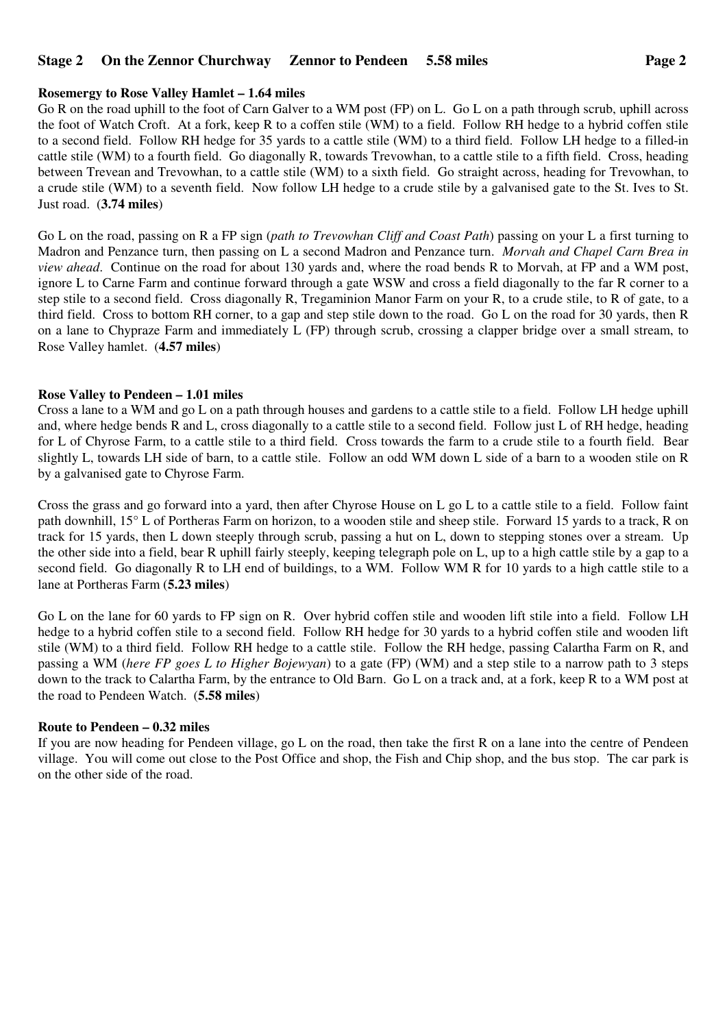## Stage 2 On the Zennor Churchway Zennor to Pendeen 5.58 miles

**Rosemergy to Rose Valley Hamlet – 1.64 miles**

Go R on the road uphill to the foot of Carn Galver to a WM post (FP) on L. Go L on a path through scrub, uphill across the foot of Watch Croft. At a fork, keep R to a coffen stile (WM) to a field. Follow RH hedge to a hybrid coffen stile to a second field. Follow RH hedge for 35 yards to a cattle stile (WM) to a third field. Follow LH hedge to a filled-in cattle stile (WM) to a fourth field. Go diagonally R, towards Trevowhan, to a cattle stile to a fifth field. Cross, heading between Trevean and Trevowhan, to a cattle stile (WM) to a sixth field. Go straight across, heading for Trevowhan, to a crude stile (WM) to a seventh field. Now follow LH hedge to a crude stile by a galvanised gate to the St. Ives to St. Just road. (**3.74 miles**)

Go L on the road, passing on R a FP sign (*path to Trevowhan Cliff and Coast Path*) passing on your L a first turning to Madron and Penzance turn, then passing on L a second Madron and Penzance turn. *Morvah and Chapel Carn Brea in view ahead*. Continue on the road for about 130 yards and, where the road bends R to Morvah, at FP and a WM post, ignore L to Carne Farm and continue forward through a gate WSW and cross a field diagonally to the far R corner to a step stile to a second field. Cross diagonally R, Tregaminion Manor Farm on your R, to a crude stile, to R of gate, to a third field. Cross to bottom RH corner, to a gap and step stile down to the road. Go L on the road for 30 yards, then R on a lane to Chypraze Farm and immediately L (FP) through scrub, crossing a clapper bridge over a small stream, to Rose Valley hamlet. (**4.57 miles**)

**Rose Valley to Pendeen – 1.01 miles**

Cross a lane to a WM and go L on a path through houses and gardens to a cattle stile to a field. Follow LH hedge uphill and, where hedge bends R and L, cross diagonally to a cattle stile to a second field. Follow just L of RH hedge, heading for L of Chyrose Farm, to a cattle stile to a third field. Cross towards the farm to a crude stile to a fourth field. Bear slightly L, towards LH side of barn, to a cattle stile. Follow an odd WM down L side of a barn to a wooden stile on R by a galvanised gate to Chyrose Farm.

Cross the grass and go forward into a yard, then after Chyrose House on L go L to a cattle stile to a field. Follow faint path downhill, 15° L of Portheras Farm on horizon, to a wooden stile and sheep stile. Forward 15 yards to a track, R on track for 15 yards, then L down steeply through scrub, passing a hut on L, down to stepping stones over a stream. Up the other side into a field, bear R uphill fairly steeply, keeping telegraph pole on L, up to a high cattle stile by a gap to a second field. Go diagonally R to LH end of buildings, to a WM. Follow WM R for 10 yards to a high cattle stile to a lane at Portheras Farm (**5.23 miles**)

Go L on the lane for 60 yards to FP sign on R. Over hybrid coffen stile and wooden lift stile into a field. Follow LH hedge to a hybrid coffen stile to a second field. Follow RH hedge for 30 yards to a hybrid coffen stile and wooden lift stile (WM) to a third field. Follow RH hedge to a cattle stile. Follow the RH hedge, passing Calartha Farm on R, and passing a WM (*here FP goes L to Higher Bojewyan*) to a gate (FP) (WM) and a step stile to a narrow path to 3 steps down to the track to Calartha Farm, by the entrance to Old Barn. Go L on a track and, at a fork, keep R to a WM post at the road to Pendeen Watch. (**5.58 miles**)

**Route to Pendeen – 0.32 miles**

If you are now heading for Pendeen village, go L on the road, then take the first R on a lane into the centre of Pendeen village. You will come out close to the Post Office and shop, the Fish and Chip shop, and the bus stop. The car park is on the other side of the road.